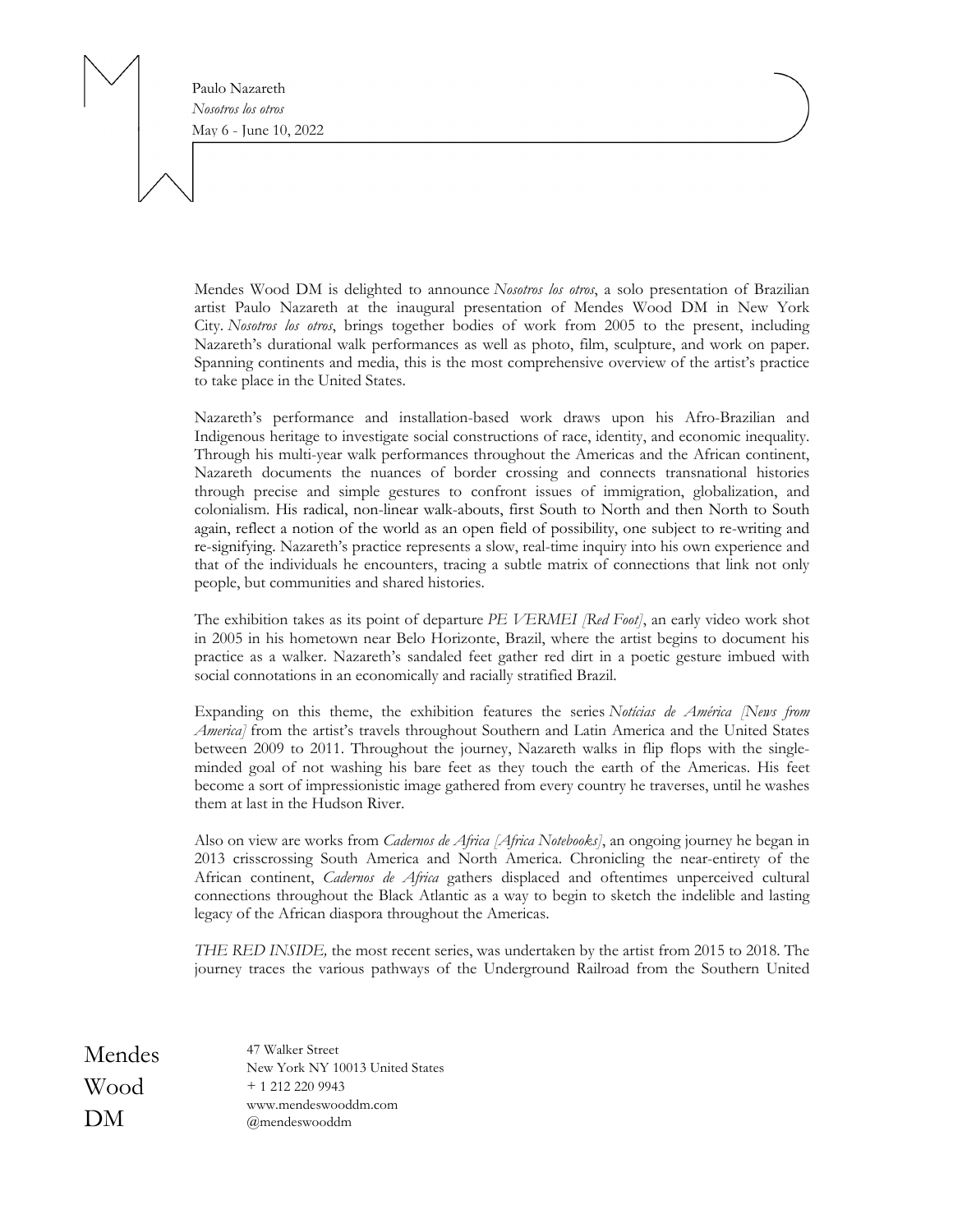Paulo Nazareth

*Nosotros los otros*

May 6 - June 10, 2022

Mendes Wood DM is delighted to announce *Nosotros los otros*, a solo presentation of Brazilian artist Paulo Nazareth at the inaugural presentation of Mendes Wood DM in New York City. *Nosotros los otros*, brings together bodies of work from 2005 to the present, including Nazareth's durational walk performances as well as photo, film, sculpture, and work on paper. Spanning continents and media, this is the most comprehensive overview of the artist's practice to take place in the United States.

Nazareth's performance and installation-based work draws upon his Afro-Brazilian and Indigenous heritage to investigate social constructions of race, identity, and economic inequality. Through his multi-year walk performances throughout the Americas and the African continent, Nazareth documents the nuances of border crossing and connects transnational histories through precise and simple gestures to confront issues of immigration, globalization, and colonialism. His radical, non-linear walk-abouts, first South to North and then North to South again, reflect a notion of the world as an open field of possibility, one subject to re-writing and re-signifying. Nazareth's practice represents a slow, real-time inquiry into his own experience and that of the individuals he encounters, tracing a subtle matrix of connections that link not only people, but communities and shared histories.

The exhibition takes as its point of departure *PE VERMEI [Red Foot]*, an early video work shot in 2005 in his hometown near Belo Horizonte, Brazil, where the artist begins to document his practice as a walker. Nazareth's sandaled feet gather red dirt in a poetic gesture imbued with social connotations in an economically and racially stratified Brazil.

Expanding on this theme, the exhibition features the series *Notícias de América [News from America]* from the artist's travels throughout Southern and Latin America and the United States between 2009 to 2011. Throughout the journey, Nazareth walks in flip flops with the single-minded goal of not washing his bare feet as they touch the earth of the Americas. His feet become a sort of impressionistic image gathered from every country he traverses, until he washes them at last in the Hudson River.

Also on view are works from *Cadernos de Africa [Africa Notebooks]*, an ongoing journey he began in 2013 crisscrossing South America and North America. Chronicling the near-entirety of the African continent, *Cadernos de Africa* gathers displaced and oftentimes unperceived cultural connections throughout the Black Atlantic as a way to begin to sketch the indelible and lasting legacy of the African diaspora throughout the Americas.

*THE RED INSIDE,* the most recent series, was undertaken by the artist from 2015 to 2018. The journey traces the various pathways of the Underground Railroad from the Southern United

Mendes Wood DM

47 Walker Street
New York NY 10013 United States
+ 1 212 220 9943
www.mendeswooddm.com
@mendeswooddm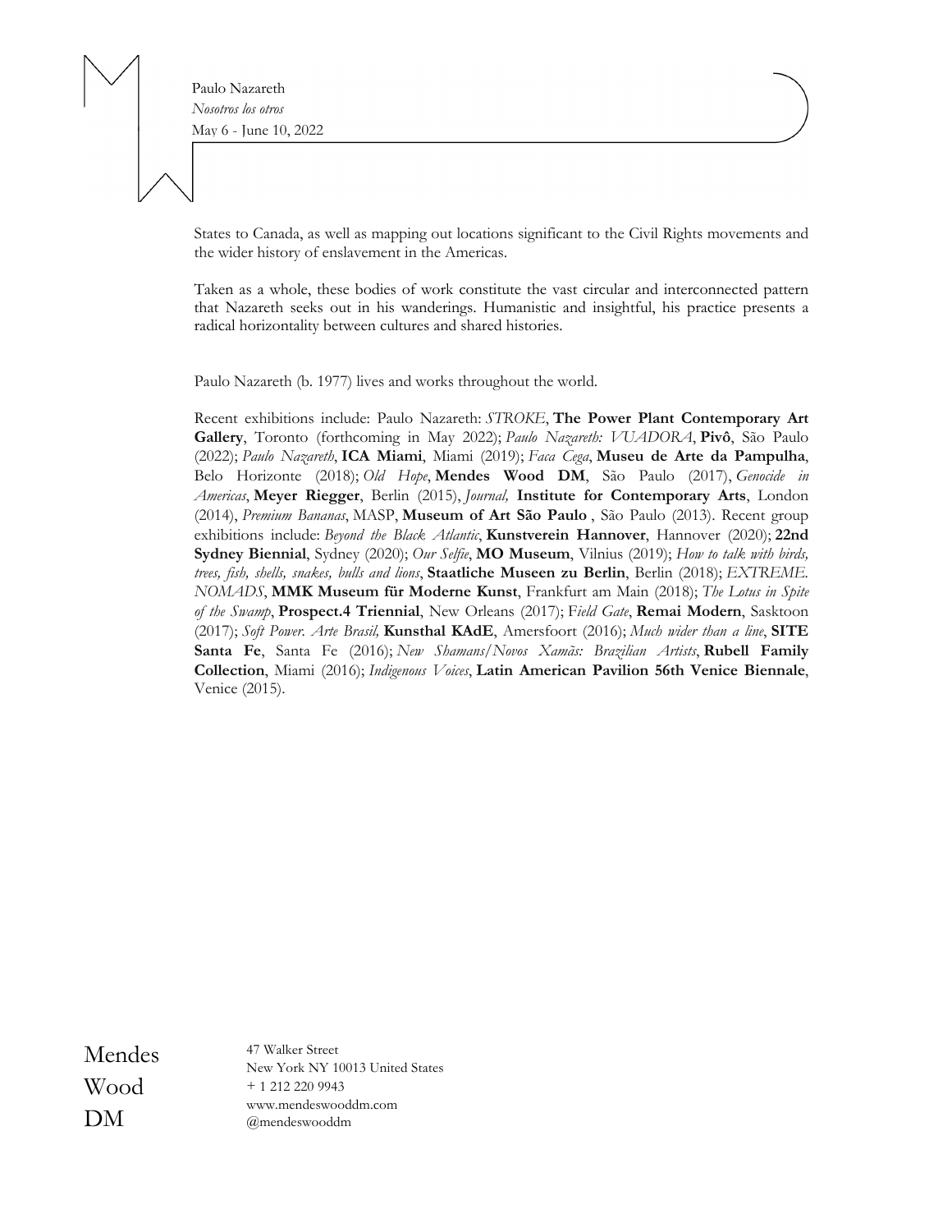States to Canada, as well as mapping out locations significant to the Civil Rights movements and the wider history of enslavement in the Americas.

Taken as a whole, these bodies of work constitute the vast circular and interconnected pattern that Nazareth seeks out in his wanderings. Humanistic and insightful, his practice presents a radical horizontality between cultures and shared histories.

Paulo Nazareth (b. 1977) lives and works throughout the world.

Recent exhibitions include: Paulo Nazareth: *STROKE*, **The Power Plant Contemporary Art Gallery**, Toronto (forthcoming in May 2022); *Paulo Nazareth: VUADORA*, **Pivô**, São Paulo (2022); *Paulo Nazareth*, **ICA Miami**, Miami (2019); *Faca Cega*, **Museu de Arte da Pampulha**, Belo Horizonte (2018); *Old Hope*, **Mendes Wood DM**, São Paulo (2017), *Genocide in Americas*, **Meyer Riegger**, Berlin (2015), *Journal,* **Institute for Contemporary Arts**, London (2014), *Premium Bananas*, MASP, **Museum of Art São Paulo** , São Paulo (2013). Recent group exhibitions include: *Beyond the Black Atlantic*, **Kunstverein Hannover**, Hannover (2020); **22nd Sydney Biennial**, Sydney (2020); *Our Selfie*, **MO Museum**, Vilnius (2019); *How to talk with birds, trees, fish, shells, snakes, bulls and lions*, **Staatliche Museen zu Berlin**, Berlin (2018); *EXTREME. NOMADS*, **MMK Museum für Moderne Kunst**, Frankfurt am Main (2018); *The Lotus in Spite of the Swamp*, **Prospect.4 Triennial**, New Orleans (2017); F*ield Gate*, **Remai Modern**, Sasktoon (2017); *Soft Power. Arte Brasil,* **Kunsthal KAdE**, Amersfoort (2016); *Much wider than a line*, **SITE Santa Fe**, Santa Fe (2016); *New Shamans/Novos Xamãs: Brazilian Artists*, **Rubell Family Collection**, Miami (2016); *Indigenous Voices*, **Latin American Pavilion 56th Venice Biennale**, Venice (2015).